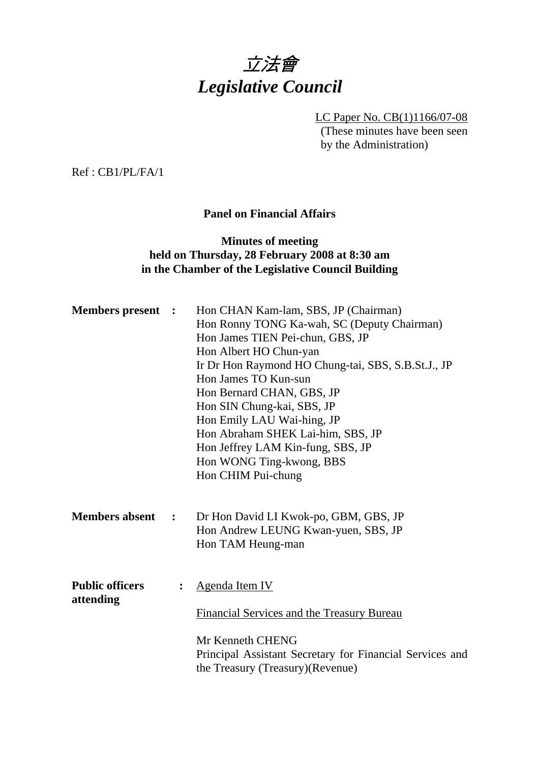# *立法會*
# *Legislative Council*

LC Paper No. CB(1)1166/07-08
(These minutes have been seen by the Administration)

Ref : CB1/PL/FA/1

**Panel on Financial Affairs**

**Minutes of meeting held on Thursday, 28 February 2008 at 8:30 am in the Chamber of the Legislative Council Building**

**Members present :**

Hon CHAN Kam-lam, SBS, JP (Chairman)
Hon Ronny TONG Ka-wah, SC (Deputy Chairman)
Hon James TIEN Pei-chun, GBS, JP
Hon Albert HO Chun-yan
Ir Dr Hon Raymond HO Chung-tai, SBS, S.B.St.J., JP
Hon James TO Kun-sun
Hon Bernard CHAN, GBS, JP
Hon SIN Chung-kai, SBS, JP
Hon Emily LAU Wai-hing, JP
Hon Abraham SHEK Lai-him, SBS, JP
Hon Jeffrey LAM Kin-fung, SBS, JP
Hon WONG Ting-kwong, BBS
Hon CHIM Pui-chung

**Members absent :**

Dr Hon David LI Kwok-po, GBM, GBS, JP
Hon Andrew LEUNG Kwan-yuen, SBS, JP
Hon TAM Heung-man

**Public officers attending :**

Agenda Item IV

Financial Services and the Treasury Bureau

Mr Kenneth CHENG
Principal Assistant Secretary for Financial Services and the Treasury (Treasury)(Revenue)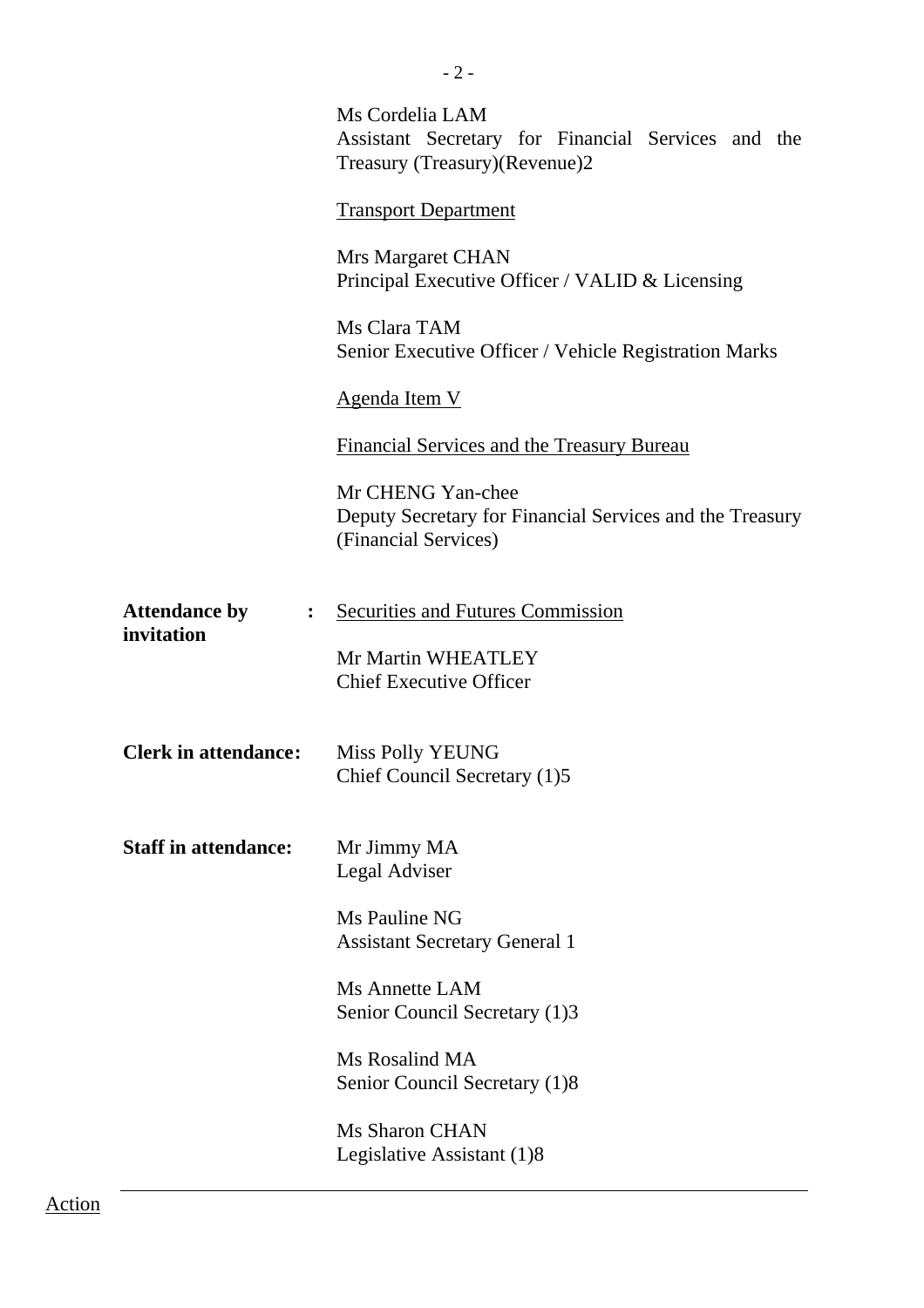Ms Cordelia LAM
Assistant Secretary for Financial Services and the Treasury (Treasury)(Revenue)2

<u>Transport Department</u>

Mrs Margaret CHAN
Principal Executive Officer / VALID & Licensing

Ms Clara TAM
Senior Executive Officer / Vehicle Registration Marks

<u>Agenda Item V</u>

<u>Financial Services and the Treasury Bureau</u>

Mr CHENG Yan-chee
Deputy Secretary for Financial Services and the Treasury (Financial Services)

**Attendance by invitation :** <u>Securities and Futures Commission</u>

Mr Martin WHEATLEY
Chief Executive Officer

**Clerk in attendance:** Miss Polly YEUNG
Chief Council Secretary (1)5

**Staff in attendance:** Mr Jimmy MA
Legal Adviser

Ms Pauline NG
Assistant Secretary General 1

Ms Annette LAM
Senior Council Secretary (1)3

Ms Rosalind MA
Senior Council Secretary (1)8

Ms Sharon CHAN
Legislative Assistant (1)8

---

<u>Action</u>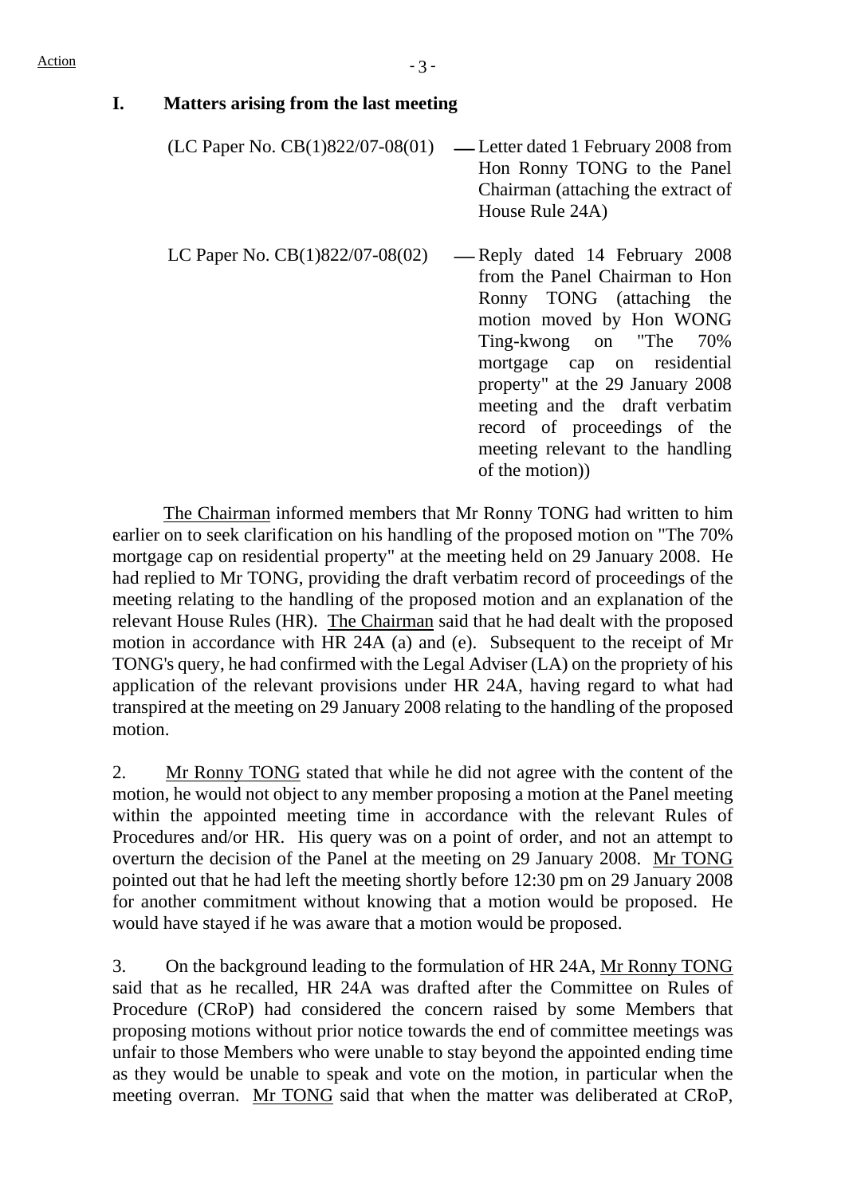Action

## I. Matters arising from the last meeting

| | |
|---|---|
| (LC Paper No. CB(1)822/07-08(01) | — Letter dated 1 February 2008 from Hon Ronny TONG to the Panel Chairman (attaching the extract of House Rule 24A) |
| LC Paper No. CB(1)822/07-08(02) | — Reply dated 14 February 2008 from the Panel Chairman to Hon Ronny TONG (attaching the motion moved by Hon WONG Ting-kwong on "The 70% mortgage cap on residential property" at the 29 January 2008 meeting and the draft verbatim record of proceedings of the meeting relevant to the handling of the motion)) |

The Chairman informed members that Mr Ronny TONG had written to him earlier on to seek clarification on his handling of the proposed motion on "The 70% mortgage cap on residential property" at the meeting held on 29 January 2008. He had replied to Mr TONG, providing the draft verbatim record of proceedings of the meeting relating to the handling of the proposed motion and an explanation of the relevant House Rules (HR). The Chairman said that he had dealt with the proposed motion in accordance with HR 24A (a) and (e). Subsequent to the receipt of Mr TONG's query, he had confirmed with the Legal Adviser (LA) on the propriety of his application of the relevant provisions under HR 24A, having regard to what had transpired at the meeting on 29 January 2008 relating to the handling of the proposed motion.

2. Mr Ronny TONG stated that while he did not agree with the content of the motion, he would not object to any member proposing a motion at the Panel meeting within the appointed meeting time in accordance with the relevant Rules of Procedures and/or HR. His query was on a point of order, and not an attempt to overturn the decision of the Panel at the meeting on 29 January 2008. Mr TONG pointed out that he had left the meeting shortly before 12:30 pm on 29 January 2008 for another commitment without knowing that a motion would be proposed. He would have stayed if he was aware that a motion would be proposed.

3. On the background leading to the formulation of HR 24A, Mr Ronny TONG said that as he recalled, HR 24A was drafted after the Committee on Rules of Procedure (CRoP) had considered the concern raised by some Members that proposing motions without prior notice towards the end of committee meetings was unfair to those Members who were unable to stay beyond the appointed ending time as they would be unable to speak and vote on the motion, in particular when the meeting overran. Mr TONG said that when the matter was deliberated at CRoP,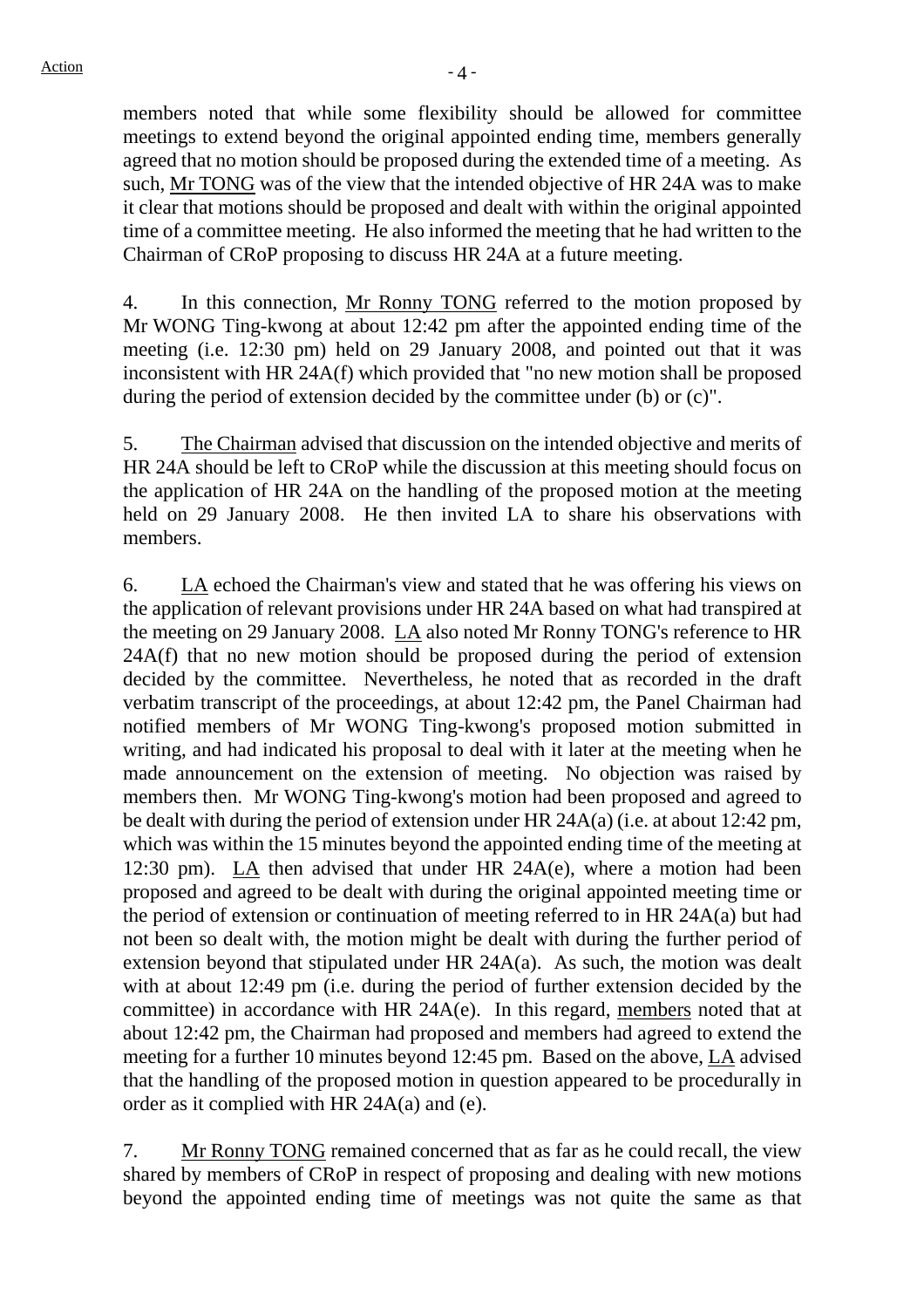members noted that while some flexibility should be allowed for committee meetings to extend beyond the original appointed ending time, members generally agreed that no motion should be proposed during the extended time of a meeting. As such, Mr TONG was of the view that the intended objective of HR 24A was to make it clear that motions should be proposed and dealt with within the original appointed time of a committee meeting. He also informed the meeting that he had written to the Chairman of CRoP proposing to discuss HR 24A at a future meeting.

4. In this connection, Mr Ronny TONG referred to the motion proposed by Mr WONG Ting-kwong at about 12:42 pm after the appointed ending time of the meeting (i.e. 12:30 pm) held on 29 January 2008, and pointed out that it was inconsistent with HR 24A(f) which provided that "no new motion shall be proposed during the period of extension decided by the committee under (b) or (c)".

5. The Chairman advised that discussion on the intended objective and merits of HR 24A should be left to CRoP while the discussion at this meeting should focus on the application of HR 24A on the handling of the proposed motion at the meeting held on 29 January 2008. He then invited LA to share his observations with members.

6. LA echoed the Chairman's view and stated that he was offering his views on the application of relevant provisions under HR 24A based on what had transpired at the meeting on 29 January 2008. LA also noted Mr Ronny TONG's reference to HR 24A(f) that no new motion should be proposed during the period of extension decided by the committee. Nevertheless, he noted that as recorded in the draft verbatim transcript of the proceedings, at about 12:42 pm, the Panel Chairman had notified members of Mr WONG Ting-kwong's proposed motion submitted in writing, and had indicated his proposal to deal with it later at the meeting when he made announcement on the extension of meeting. No objection was raised by members then. Mr WONG Ting-kwong's motion had been proposed and agreed to be dealt with during the period of extension under HR 24A(a) (i.e. at about 12:42 pm, which was within the 15 minutes beyond the appointed ending time of the meeting at 12:30 pm). LA then advised that under HR 24A(e), where a motion had been proposed and agreed to be dealt with during the original appointed meeting time or the period of extension or continuation of meeting referred to in HR 24A(a) but had not been so dealt with, the motion might be dealt with during the further period of extension beyond that stipulated under HR 24A(a). As such, the motion was dealt with at about 12:49 pm (i.e. during the period of further extension decided by the committee) in accordance with HR 24A(e). In this regard, members noted that at about 12:42 pm, the Chairman had proposed and members had agreed to extend the meeting for a further 10 minutes beyond 12:45 pm. Based on the above, LA advised that the handling of the proposed motion in question appeared to be procedurally in order as it complied with HR 24A(a) and (e).

7. Mr Ronny TONG remained concerned that as far as he could recall, the view shared by members of CRoP in respect of proposing and dealing with new motions beyond the appointed ending time of meetings was not quite the same as that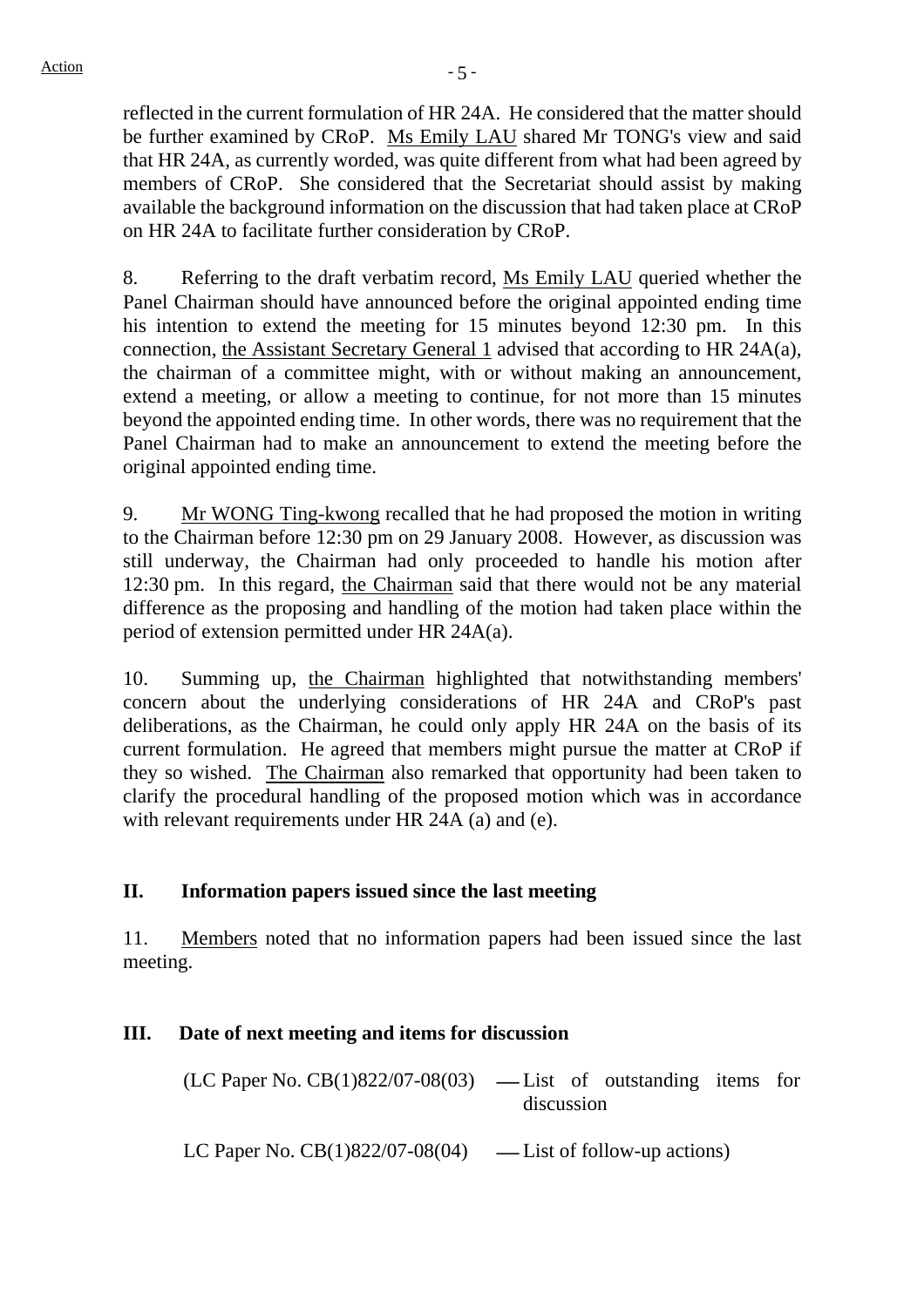reflected in the current formulation of HR 24A. He considered that the matter should be further examined by CRoP. Ms Emily LAU shared Mr TONG's view and said that HR 24A, as currently worded, was quite different from what had been agreed by members of CRoP. She considered that the Secretariat should assist by making available the background information on the discussion that had taken place at CRoP on HR 24A to facilitate further consideration by CRoP.

8. Referring to the draft verbatim record, Ms Emily LAU queried whether the Panel Chairman should have announced before the original appointed ending time his intention to extend the meeting for 15 minutes beyond 12:30 pm. In this connection, the Assistant Secretary General 1 advised that according to HR 24A(a), the chairman of a committee might, with or without making an announcement, extend a meeting, or allow a meeting to continue, for not more than 15 minutes beyond the appointed ending time. In other words, there was no requirement that the Panel Chairman had to make an announcement to extend the meeting before the original appointed ending time.

9. Mr WONG Ting-kwong recalled that he had proposed the motion in writing to the Chairman before 12:30 pm on 29 January 2008. However, as discussion was still underway, the Chairman had only proceeded to handle his motion after 12:30 pm. In this regard, the Chairman said that there would not be any material difference as the proposing and handling of the motion had taken place within the period of extension permitted under HR 24A(a).

10. Summing up, the Chairman highlighted that notwithstanding members' concern about the underlying considerations of HR 24A and CRoP's past deliberations, as the Chairman, he could only apply HR 24A on the basis of its current formulation. He agreed that members might pursue the matter at CRoP if they so wished. The Chairman also remarked that opportunity had been taken to clarify the procedural handling of the proposed motion which was in accordance with relevant requirements under HR 24A (a) and (e).

## II. Information papers issued since the last meeting

11. Members noted that no information papers had been issued since the last meeting.

## III. Date of next meeting and items for discussion

(LC Paper No. CB(1)822/07-08(03) — List of outstanding items for discussion

LC Paper No. CB(1)822/07-08(04) — List of follow-up actions)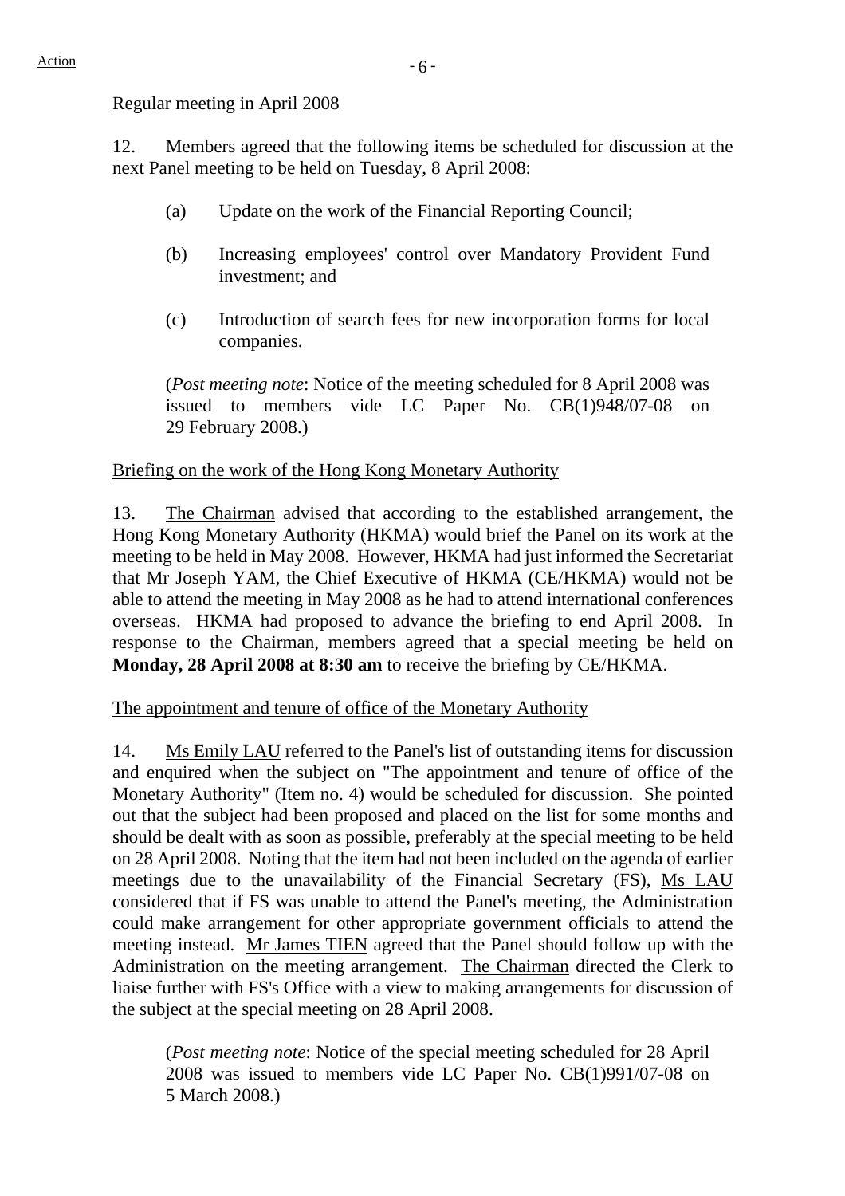Regular meeting in April 2008

12. Members agreed that the following items be scheduled for discussion at the next Panel meeting to be held on Tuesday, 8 April 2008:

(a) Update on the work of the Financial Reporting Council;

(b) Increasing employees' control over Mandatory Provident Fund investment; and

(c) Introduction of search fees for new incorporation forms for local companies.

(*Post meeting note*: Notice of the meeting scheduled for 8 April 2008 was issued to members vide LC Paper No. CB(1)948/07-08 on 29 February 2008.)

Briefing on the work of the Hong Kong Monetary Authority

13. The Chairman advised that according to the established arrangement, the Hong Kong Monetary Authority (HKMA) would brief the Panel on its work at the meeting to be held in May 2008. However, HKMA had just informed the Secretariat that Mr Joseph YAM, the Chief Executive of HKMA (CE/HKMA) would not be able to attend the meeting in May 2008 as he had to attend international conferences overseas. HKMA had proposed to advance the briefing to end April 2008. In response to the Chairman, members agreed that a special meeting be held on **Monday, 28 April 2008 at 8:30 am** to receive the briefing by CE/HKMA.

The appointment and tenure of office of the Monetary Authority

14. Ms Emily LAU referred to the Panel's list of outstanding items for discussion and enquired when the subject on "The appointment and tenure of office of the Monetary Authority" (Item no. 4) would be scheduled for discussion. She pointed out that the subject had been proposed and placed on the list for some months and should be dealt with as soon as possible, preferably at the special meeting to be held on 28 April 2008. Noting that the item had not been included on the agenda of earlier meetings due to the unavailability of the Financial Secretary (FS), Ms LAU considered that if FS was unable to attend the Panel's meeting, the Administration could make arrangement for other appropriate government officials to attend the meeting instead. Mr James TIEN agreed that the Panel should follow up with the Administration on the meeting arrangement. The Chairman directed the Clerk to liaise further with FS's Office with a view to making arrangements for discussion of the subject at the special meeting on 28 April 2008.

(*Post meeting note*: Notice of the special meeting scheduled for 28 April 2008 was issued to members vide LC Paper No. CB(1)991/07-08 on 5 March 2008.)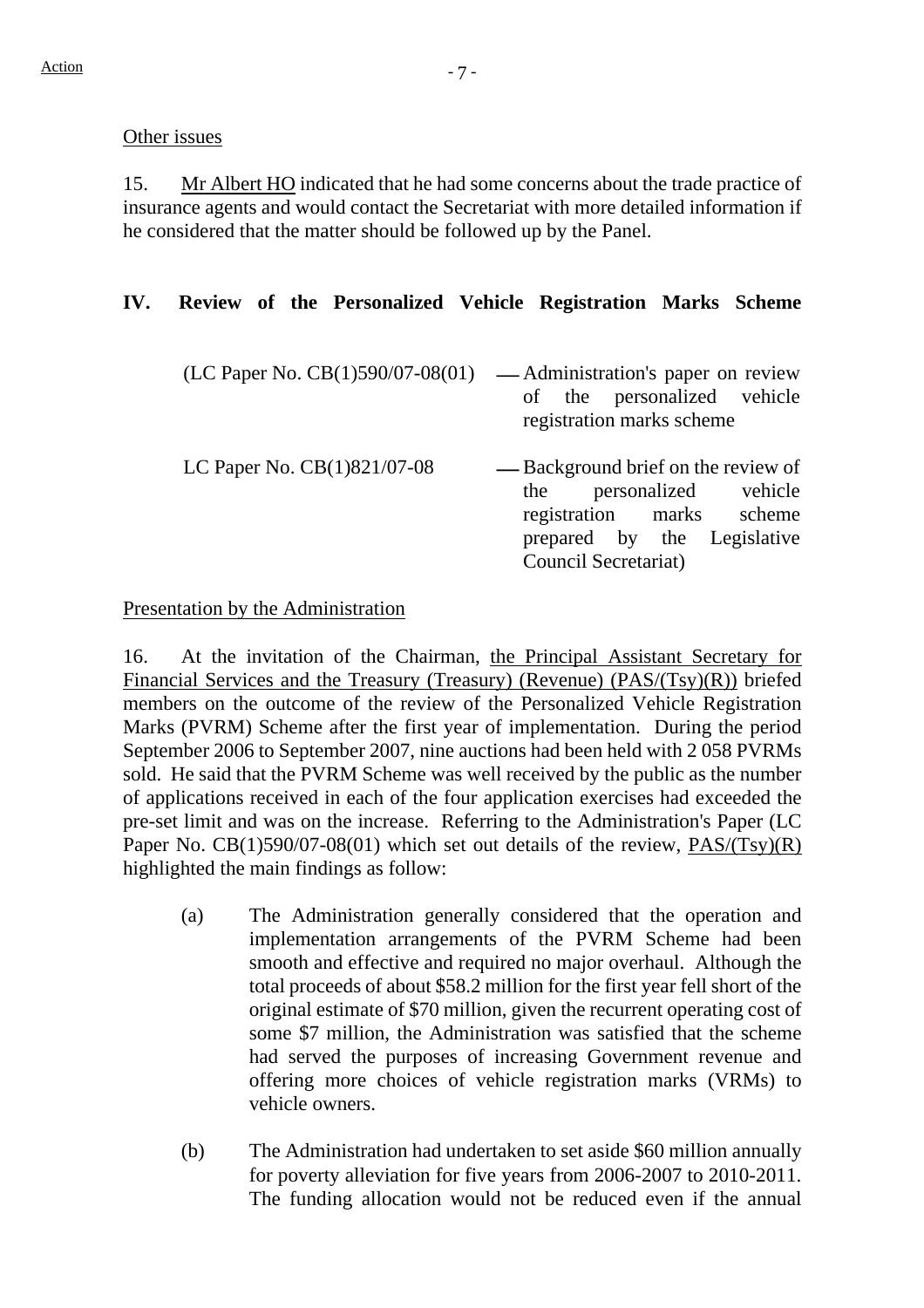Action

Other issues

15. Mr Albert HO indicated that he had some concerns about the trade practice of insurance agents and would contact the Secretariat with more detailed information if he considered that the matter should be followed up by the Panel.

## IV. Review of the Personalized Vehicle Registration Marks Scheme

(LC Paper No. CB(1)590/07-08(01) — Administration's paper on review of the personalized vehicle registration marks scheme

LC Paper No. CB(1)821/07-08 — Background brief on the review of the personalized vehicle registration marks scheme prepared by the Legislative Council Secretariat)

Presentation by the Administration

16. At the invitation of the Chairman, the Principal Assistant Secretary for Financial Services and the Treasury (Treasury) (Revenue) (PAS/(Tsy)(R)) briefed members on the outcome of the review of the Personalized Vehicle Registration Marks (PVRM) Scheme after the first year of implementation. During the period September 2006 to September 2007, nine auctions had been held with 2 058 PVRMs sold. He said that the PVRM Scheme was well received by the public as the number of applications received in each of the four application exercises had exceeded the pre-set limit and was on the increase. Referring to the Administration's Paper (LC Paper No. CB(1)590/07-08(01) which set out details of the review, PAS/(Tsy)(R) highlighted the main findings as follow:

(a) The Administration generally considered that the operation and implementation arrangements of the PVRM Scheme had been smooth and effective and required no major overhaul. Although the total proceeds of about $58.2 million for the first year fell short of the original estimate of $70 million, given the recurrent operating cost of some $7 million, the Administration was satisfied that the scheme had served the purposes of increasing Government revenue and offering more choices of vehicle registration marks (VRMs) to vehicle owners.

(b) The Administration had undertaken to set aside $60 million annually for poverty alleviation for five years from 2006-2007 to 2010-2011. The funding allocation would not be reduced even if the annual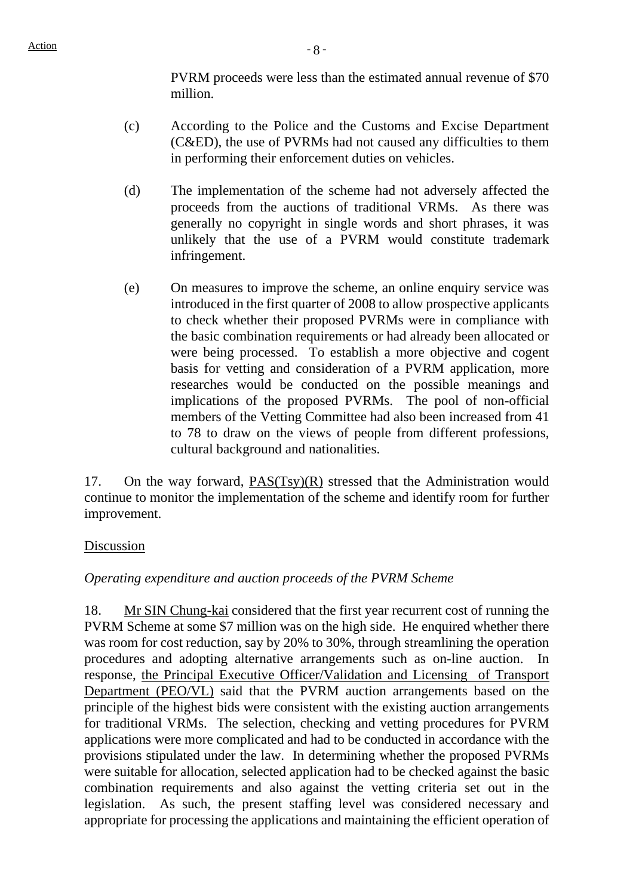PVRM proceeds were less than the estimated annual revenue of $70 million.

(c) According to the Police and the Customs and Excise Department (C&ED), the use of PVRMs had not caused any difficulties to them in performing their enforcement duties on vehicles.

(d) The implementation of the scheme had not adversely affected the proceeds from the auctions of traditional VRMs. As there was generally no copyright in single words and short phrases, it was unlikely that the use of a PVRM would constitute trademark infringement.

(e) On measures to improve the scheme, an online enquiry service was introduced in the first quarter of 2008 to allow prospective applicants to check whether their proposed PVRMs were in compliance with the basic combination requirements or had already been allocated or were being processed. To establish a more objective and cogent basis for vetting and consideration of a PVRM application, more researches would be conducted on the possible meanings and implications of the proposed PVRMs. The pool of non-official members of the Vetting Committee had also been increased from 41 to 78 to draw on the views of people from different professions, cultural background and nationalities.

17. On the way forward, PAS(Tsy)(R) stressed that the Administration would continue to monitor the implementation of the scheme and identify room for further improvement.

Discussion

*Operating expenditure and auction proceeds of the PVRM Scheme*

18. Mr SIN Chung-kai considered that the first year recurrent cost of running the PVRM Scheme at some $7 million was on the high side. He enquired whether there was room for cost reduction, say by 20% to 30%, through streamlining the operation procedures and adopting alternative arrangements such as on-line auction. In response, the Principal Executive Officer/Validation and Licensing of Transport Department (PEO/VL) said that the PVRM auction arrangements based on the principle of the highest bids were consistent with the existing auction arrangements for traditional VRMs. The selection, checking and vetting procedures for PVRM applications were more complicated and had to be conducted in accordance with the provisions stipulated under the law. In determining whether the proposed PVRMs were suitable for allocation, selected application had to be checked against the basic combination requirements and also against the vetting criteria set out in the legislation. As such, the present staffing level was considered necessary and appropriate for processing the applications and maintaining the efficient operation of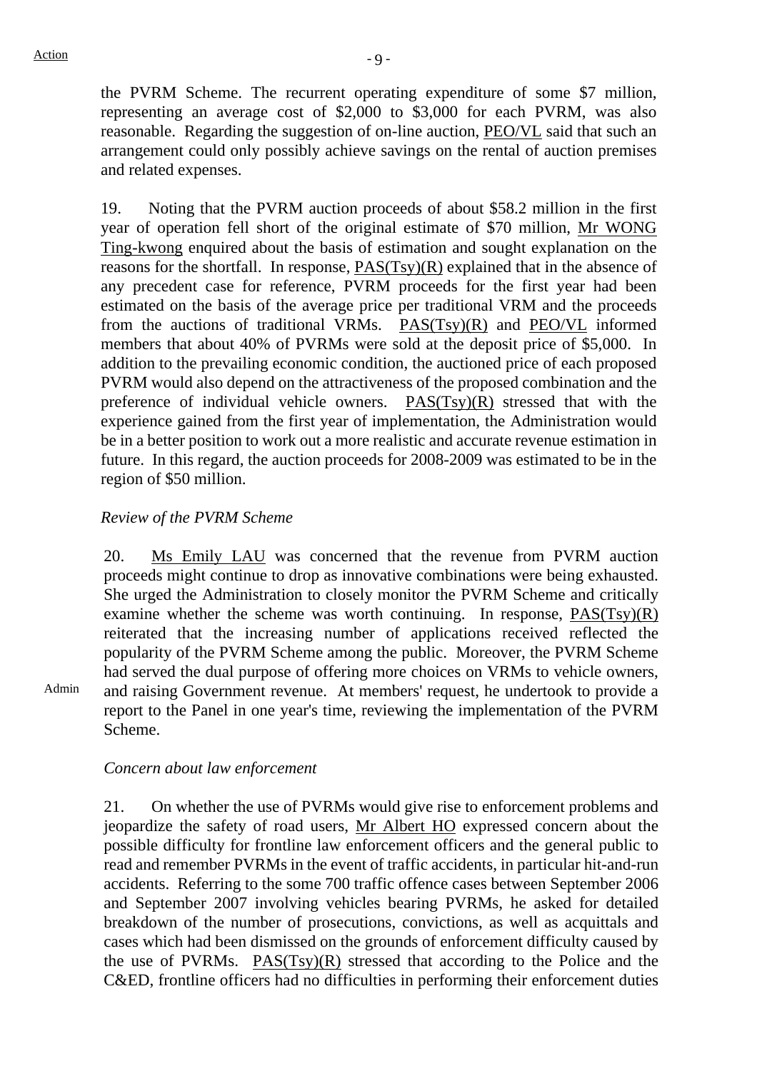the PVRM Scheme. The recurrent operating expenditure of some $7 million, representing an average cost of $2,000 to $3,000 for each PVRM, was also reasonable. Regarding the suggestion of on-line auction, PEO/VL said that such an arrangement could only possibly achieve savings on the rental of auction premises and related expenses.

19. Noting that the PVRM auction proceeds of about $58.2 million in the first year of operation fell short of the original estimate of $70 million, Mr WONG Ting-kwong enquired about the basis of estimation and sought explanation on the reasons for the shortfall. In response, PAS(Tsy)(R) explained that in the absence of any precedent case for reference, PVRM proceeds for the first year had been estimated on the basis of the average price per traditional VRM and the proceeds from the auctions of traditional VRMs. PAS(Tsy)(R) and PEO/VL informed members that about 40% of PVRMs were sold at the deposit price of $5,000. In addition to the prevailing economic condition, the auctioned price of each proposed PVRM would also depend on the attractiveness of the proposed combination and the preference of individual vehicle owners. PAS(Tsy)(R) stressed that with the experience gained from the first year of implementation, the Administration would be in a better position to work out a more realistic and accurate revenue estimation in future. In this regard, the auction proceeds for 2008-2009 was estimated to be in the region of $50 million.

*Review of the PVRM Scheme*

20. Ms Emily LAU was concerned that the revenue from PVRM auction proceeds might continue to drop as innovative combinations were being exhausted. She urged the Administration to closely monitor the PVRM Scheme and critically examine whether the scheme was worth continuing. In response, PAS(Tsy)(R) reiterated that the increasing number of applications received reflected the popularity of the PVRM Scheme among the public. Moreover, the PVRM Scheme had served the dual purpose of offering more choices on VRMs to vehicle owners, and raising Government revenue. At members' request, he undertook to provide a report to the Panel in one year's time, reviewing the implementation of the PVRM Scheme.

Admin

*Concern about law enforcement*

21. On whether the use of PVRMs would give rise to enforcement problems and jeopardize the safety of road users, Mr Albert HO expressed concern about the possible difficulty for frontline law enforcement officers and the general public to read and remember PVRMs in the event of traffic accidents, in particular hit-and-run accidents. Referring to the some 700 traffic offence cases between September 2006 and September 2007 involving vehicles bearing PVRMs, he asked for detailed breakdown of the number of prosecutions, convictions, as well as acquittals and cases which had been dismissed on the grounds of enforcement difficulty caused by the use of PVRMs. PAS(Tsy)(R) stressed that according to the Police and the C&ED, frontline officers had no difficulties in performing their enforcement duties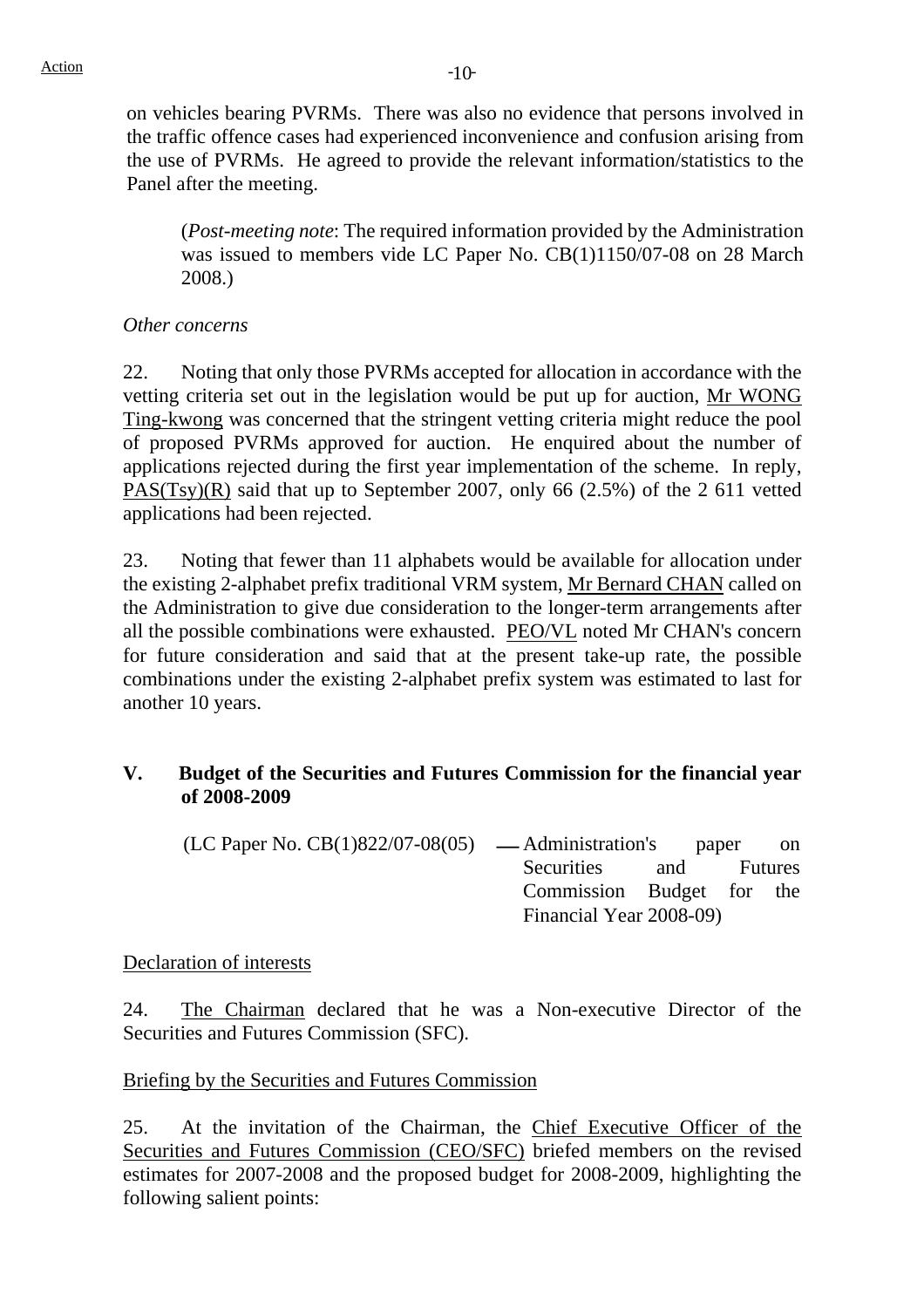on vehicles bearing PVRMs. There was also no evidence that persons involved in the traffic offence cases had experienced inconvenience and confusion arising from the use of PVRMs. He agreed to provide the relevant information/statistics to the Panel after the meeting.

(*Post-meeting note*: The required information provided by the Administration was issued to members vide LC Paper No. CB(1)1150/07-08 on 28 March 2008.)

*Other concerns*

22. Noting that only those PVRMs accepted for allocation in accordance with the vetting criteria set out in the legislation would be put up for auction, Mr WONG Ting-kwong was concerned that the stringent vetting criteria might reduce the pool of proposed PVRMs approved for auction. He enquired about the number of applications rejected during the first year implementation of the scheme. In reply, PAS(Tsy)(R) said that up to September 2007, only 66 (2.5%) of the 2 611 vetted applications had been rejected.

23. Noting that fewer than 11 alphabets would be available for allocation under the existing 2-alphabet prefix traditional VRM system, Mr Bernard CHAN called on the Administration to give due consideration to the longer-term arrangements after all the possible combinations were exhausted. PEO/VL noted Mr CHAN's concern for future consideration and said that at the present take-up rate, the possible combinations under the existing 2-alphabet prefix system was estimated to last for another 10 years.

## V. Budget of the Securities and Futures Commission for the financial year of 2008-2009

(LC Paper No. CB(1)822/07-08(05) — Administration's paper on Securities and Futures Commission Budget for the Financial Year 2008-09)

Declaration of interests

24. The Chairman declared that he was a Non-executive Director of the Securities and Futures Commission (SFC).

Briefing by the Securities and Futures Commission

25. At the invitation of the Chairman, the Chief Executive Officer of the Securities and Futures Commission (CEO/SFC) briefed members on the revised estimates for 2007-2008 and the proposed budget for 2008-2009, highlighting the following salient points: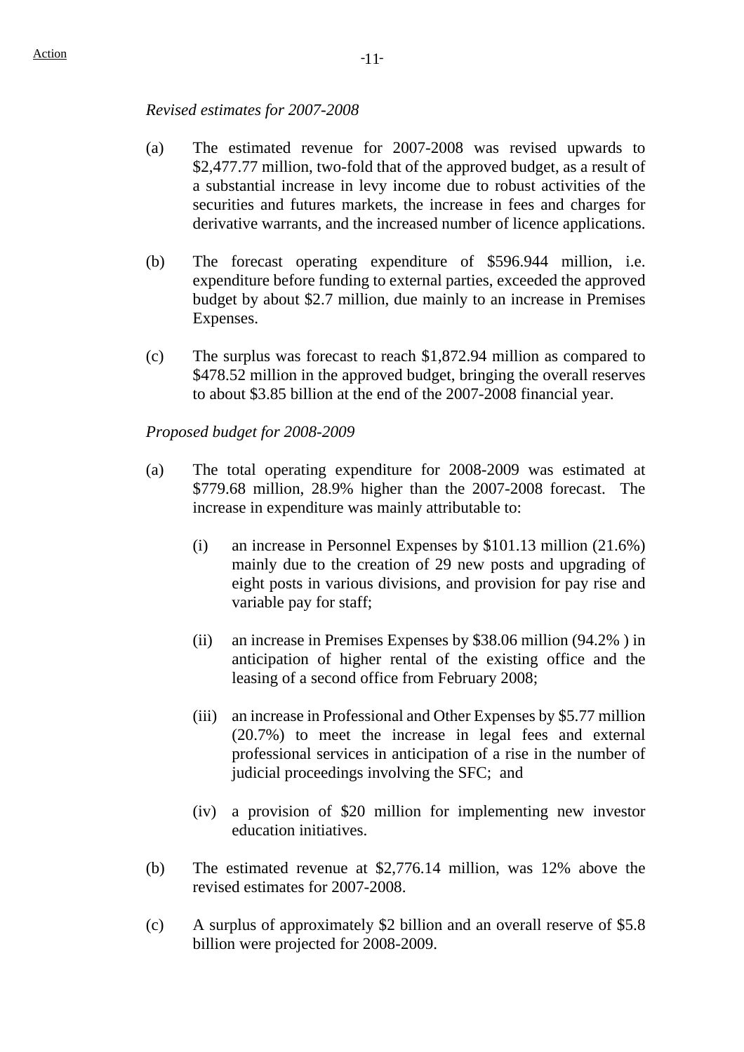*Revised estimates for 2007-2008*

(a) The estimated revenue for 2007-2008 was revised upwards to $2,477.77 million, two-fold that of the approved budget, as a result of a substantial increase in levy income due to robust activities of the securities and futures markets, the increase in fees and charges for derivative warrants, and the increased number of licence applications.

(b) The forecast operating expenditure of $596.944 million, i.e. expenditure before funding to external parties, exceeded the approved budget by about $2.7 million, due mainly to an increase in Premises Expenses.

(c) The surplus was forecast to reach $1,872.94 million as compared to $478.52 million in the approved budget, bringing the overall reserves to about $3.85 billion at the end of the 2007-2008 financial year.

*Proposed budget for 2008-2009*

(a) The total operating expenditure for 2008-2009 was estimated at $779.68 million, 28.9% higher than the 2007-2008 forecast. The increase in expenditure was mainly attributable to:

  (i) an increase in Personnel Expenses by $101.13 million (21.6%) mainly due to the creation of 29 new posts and upgrading of eight posts in various divisions, and provision for pay rise and variable pay for staff;

  (ii) an increase in Premises Expenses by $38.06 million (94.2% ) in anticipation of higher rental of the existing office and the leasing of a second office from February 2008;

  (iii) an increase in Professional and Other Expenses by $5.77 million (20.7%) to meet the increase in legal fees and external professional services in anticipation of a rise in the number of judicial proceedings involving the SFC; and

  (iv) a provision of $20 million for implementing new investor education initiatives.

(b) The estimated revenue at $2,776.14 million, was 12% above the revised estimates for 2007-2008.

(c) A surplus of approximately $2 billion and an overall reserve of $5.8 billion were projected for 2008-2009.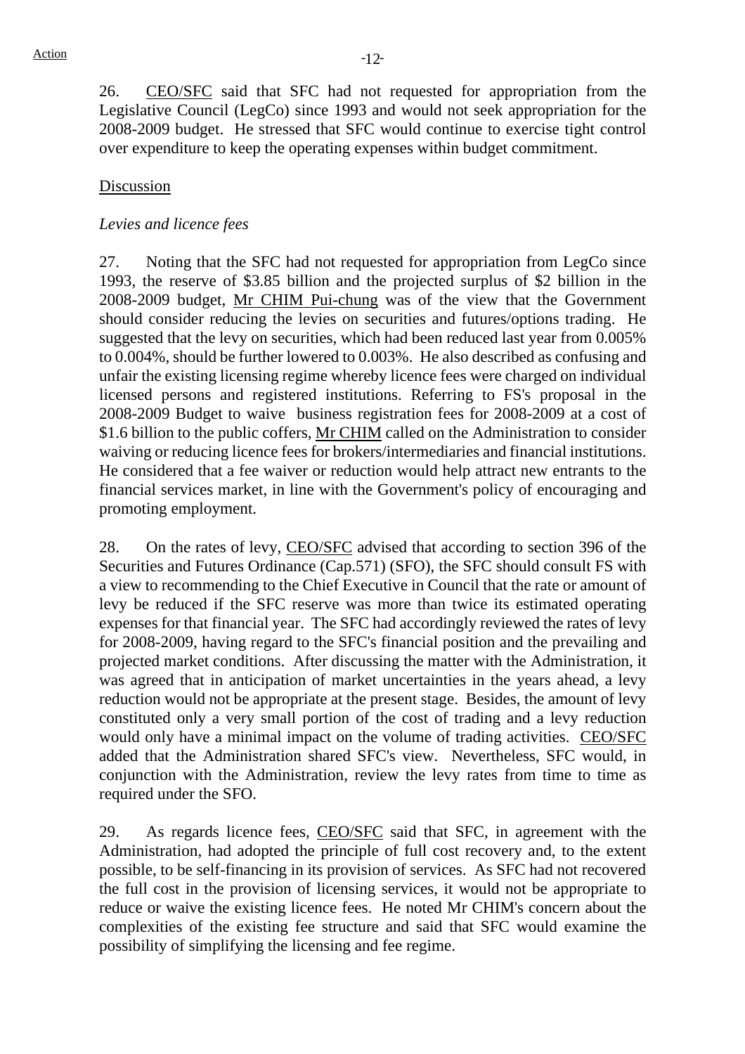26. CEO/SFC said that SFC had not requested for appropriation from the Legislative Council (LegCo) since 1993 and would not seek appropriation for the 2008-2009 budget. He stressed that SFC would continue to exercise tight control over expenditure to keep the operating expenses within budget commitment.

Discussion

*Levies and licence fees*

27. Noting that the SFC had not requested for appropriation from LegCo since 1993, the reserve of $3.85 billion and the projected surplus of $2 billion in the 2008-2009 budget, Mr CHIM Pui-chung was of the view that the Government should consider reducing the levies on securities and futures/options trading. He suggested that the levy on securities, which had been reduced last year from 0.005% to 0.004%, should be further lowered to 0.003%. He also described as confusing and unfair the existing licensing regime whereby licence fees were charged on individual licensed persons and registered institutions. Referring to FS's proposal in the 2008-2009 Budget to waive business registration fees for 2008-2009 at a cost of $1.6 billion to the public coffers, Mr CHIM called on the Administration to consider waiving or reducing licence fees for brokers/intermediaries and financial institutions. He considered that a fee waiver or reduction would help attract new entrants to the financial services market, in line with the Government's policy of encouraging and promoting employment.

28. On the rates of levy, CEO/SFC advised that according to section 396 of the Securities and Futures Ordinance (Cap.571) (SFO), the SFC should consult FS with a view to recommending to the Chief Executive in Council that the rate or amount of levy be reduced if the SFC reserve was more than twice its estimated operating expenses for that financial year. The SFC had accordingly reviewed the rates of levy for 2008-2009, having regard to the SFC's financial position and the prevailing and projected market conditions. After discussing the matter with the Administration, it was agreed that in anticipation of market uncertainties in the years ahead, a levy reduction would not be appropriate at the present stage. Besides, the amount of levy constituted only a very small portion of the cost of trading and a levy reduction would only have a minimal impact on the volume of trading activities. CEO/SFC added that the Administration shared SFC's view. Nevertheless, SFC would, in conjunction with the Administration, review the levy rates from time to time as required under the SFO.

29. As regards licence fees, CEO/SFC said that SFC, in agreement with the Administration, had adopted the principle of full cost recovery and, to the extent possible, to be self-financing in its provision of services. As SFC had not recovered the full cost in the provision of licensing services, it would not be appropriate to reduce or waive the existing licence fees. He noted Mr CHIM's concern about the complexities of the existing fee structure and said that SFC would examine the possibility of simplifying the licensing and fee regime.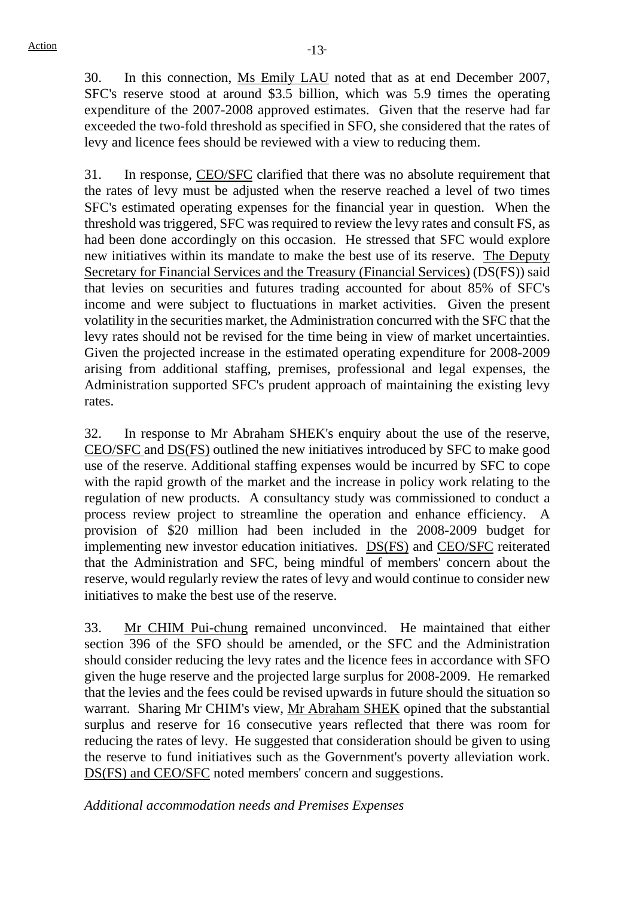30. In this connection, Ms Emily LAU noted that as at end December 2007, SFC's reserve stood at around $3.5 billion, which was 5.9 times the operating expenditure of the 2007-2008 approved estimates. Given that the reserve had far exceeded the two-fold threshold as specified in SFO, she considered that the rates of levy and licence fees should be reviewed with a view to reducing them.

31. In response, CEO/SFC clarified that there was no absolute requirement that the rates of levy must be adjusted when the reserve reached a level of two times SFC's estimated operating expenses for the financial year in question. When the threshold was triggered, SFC was required to review the levy rates and consult FS, as had been done accordingly on this occasion. He stressed that SFC would explore new initiatives within its mandate to make the best use of its reserve. The Deputy Secretary for Financial Services and the Treasury (Financial Services) (DS(FS)) said that levies on securities and futures trading accounted for about 85% of SFC's income and were subject to fluctuations in market activities. Given the present volatility in the securities market, the Administration concurred with the SFC that the levy rates should not be revised for the time being in view of market uncertainties. Given the projected increase in the estimated operating expenditure for 2008-2009 arising from additional staffing, premises, professional and legal expenses, the Administration supported SFC's prudent approach of maintaining the existing levy rates.

32. In response to Mr Abraham SHEK's enquiry about the use of the reserve, CEO/SFC and DS(FS) outlined the new initiatives introduced by SFC to make good use of the reserve. Additional staffing expenses would be incurred by SFC to cope with the rapid growth of the market and the increase in policy work relating to the regulation of new products. A consultancy study was commissioned to conduct a process review project to streamline the operation and enhance efficiency. A provision of $20 million had been included in the 2008-2009 budget for implementing new investor education initiatives. DS(FS) and CEO/SFC reiterated that the Administration and SFC, being mindful of members' concern about the reserve, would regularly review the rates of levy and would continue to consider new initiatives to make the best use of the reserve.

33. Mr CHIM Pui-chung remained unconvinced. He maintained that either section 396 of the SFO should be amended, or the SFC and the Administration should consider reducing the levy rates and the licence fees in accordance with SFO given the huge reserve and the projected large surplus for 2008-2009. He remarked that the levies and the fees could be revised upwards in future should the situation so warrant. Sharing Mr CHIM's view, Mr Abraham SHEK opined that the substantial surplus and reserve for 16 consecutive years reflected that there was room for reducing the rates of levy. He suggested that consideration should be given to using the reserve to fund initiatives such as the Government's poverty alleviation work. DS(FS) and CEO/SFC noted members' concern and suggestions.

*Additional accommodation needs and Premises Expenses*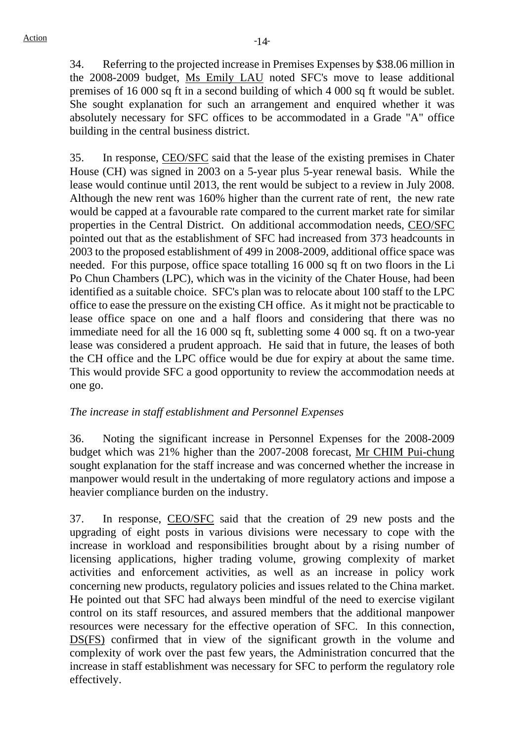34. Referring to the projected increase in Premises Expenses by $38.06 million in the 2008-2009 budget, Ms Emily LAU noted SFC's move to lease additional premises of 16 000 sq ft in a second building of which 4 000 sq ft would be sublet. She sought explanation for such an arrangement and enquired whether it was absolutely necessary for SFC offices to be accommodated in a Grade "A" office building in the central business district.

35. In response, CEO/SFC said that the lease of the existing premises in Chater House (CH) was signed in 2003 on a 5-year plus 5-year renewal basis. While the lease would continue until 2013, the rent would be subject to a review in July 2008. Although the new rent was 160% higher than the current rate of rent, the new rate would be capped at a favourable rate compared to the current market rate for similar properties in the Central District. On additional accommodation needs, CEO/SFC pointed out that as the establishment of SFC had increased from 373 headcounts in 2003 to the proposed establishment of 499 in 2008-2009, additional office space was needed. For this purpose, office space totalling 16 000 sq ft on two floors in the Li Po Chun Chambers (LPC), which was in the vicinity of the Chater House, had been identified as a suitable choice. SFC's plan was to relocate about 100 staff to the LPC office to ease the pressure on the existing CH office. As it might not be practicable to lease office space on one and a half floors and considering that there was no immediate need for all the 16 000 sq ft, subletting some 4 000 sq. ft on a two-year lease was considered a prudent approach. He said that in future, the leases of both the CH office and the LPC office would be due for expiry at about the same time. This would provide SFC a good opportunity to review the accommodation needs at one go.

*The increase in staff establishment and Personnel Expenses*

36. Noting the significant increase in Personnel Expenses for the 2008-2009 budget which was 21% higher than the 2007-2008 forecast, Mr CHIM Pui-chung sought explanation for the staff increase and was concerned whether the increase in manpower would result in the undertaking of more regulatory actions and impose a heavier compliance burden on the industry.

37. In response, CEO/SFC said that the creation of 29 new posts and the upgrading of eight posts in various divisions were necessary to cope with the increase in workload and responsibilities brought about by a rising number of licensing applications, higher trading volume, growing complexity of market activities and enforcement activities, as well as an increase in policy work concerning new products, regulatory policies and issues related to the China market. He pointed out that SFC had always been mindful of the need to exercise vigilant control on its staff resources, and assured members that the additional manpower resources were necessary for the effective operation of SFC. In this connection, DS(FS) confirmed that in view of the significant growth in the volume and complexity of work over the past few years, the Administration concurred that the increase in staff establishment was necessary for SFC to perform the regulatory role effectively.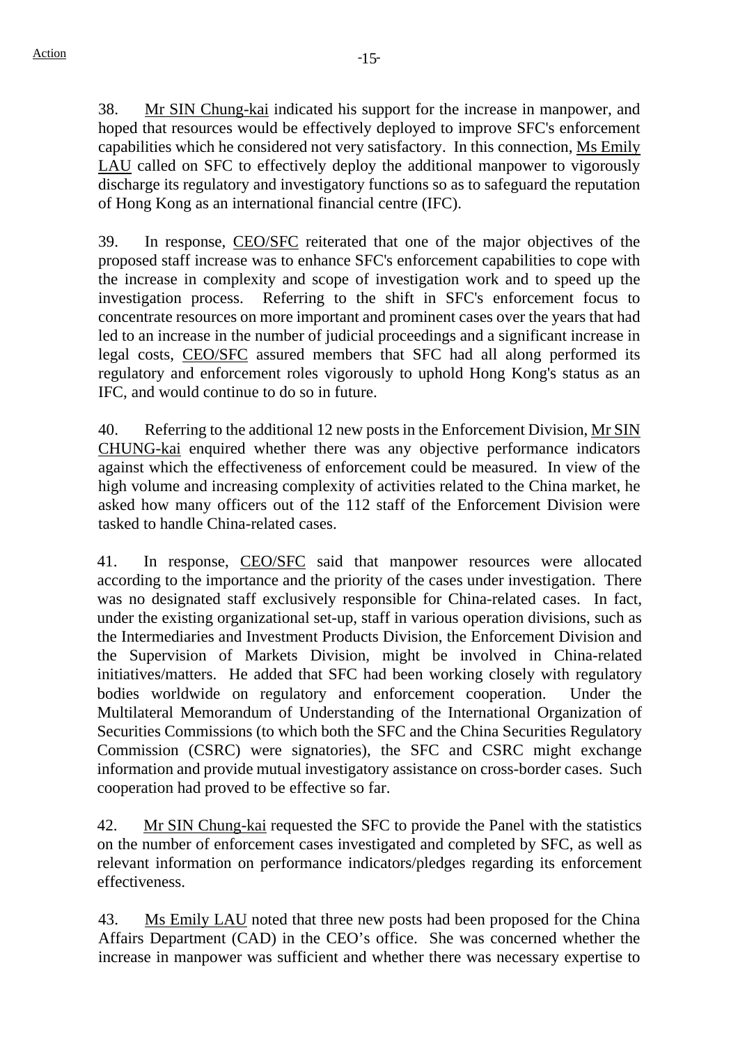38. Mr SIN Chung-kai indicated his support for the increase in manpower, and hoped that resources would be effectively deployed to improve SFC's enforcement capabilities which he considered not very satisfactory. In this connection, Ms Emily LAU called on SFC to effectively deploy the additional manpower to vigorously discharge its regulatory and investigatory functions so as to safeguard the reputation of Hong Kong as an international financial centre (IFC).

39. In response, CEO/SFC reiterated that one of the major objectives of the proposed staff increase was to enhance SFC's enforcement capabilities to cope with the increase in complexity and scope of investigation work and to speed up the investigation process. Referring to the shift in SFC's enforcement focus to concentrate resources on more important and prominent cases over the years that had led to an increase in the number of judicial proceedings and a significant increase in legal costs, CEO/SFC assured members that SFC had all along performed its regulatory and enforcement roles vigorously to uphold Hong Kong's status as an IFC, and would continue to do so in future.

40. Referring to the additional 12 new posts in the Enforcement Division, Mr SIN CHUNG-kai enquired whether there was any objective performance indicators against which the effectiveness of enforcement could be measured. In view of the high volume and increasing complexity of activities related to the China market, he asked how many officers out of the 112 staff of the Enforcement Division were tasked to handle China-related cases.

41. In response, CEO/SFC said that manpower resources were allocated according to the importance and the priority of the cases under investigation. There was no designated staff exclusively responsible for China-related cases. In fact, under the existing organizational set-up, staff in various operation divisions, such as the Intermediaries and Investment Products Division, the Enforcement Division and the Supervision of Markets Division, might be involved in China-related initiatives/matters. He added that SFC had been working closely with regulatory bodies worldwide on regulatory and enforcement cooperation. Under the Multilateral Memorandum of Understanding of the International Organization of Securities Commissions (to which both the SFC and the China Securities Regulatory Commission (CSRC) were signatories), the SFC and CSRC might exchange information and provide mutual investigatory assistance on cross-border cases. Such cooperation had proved to be effective so far.

42. Mr SIN Chung-kai requested the SFC to provide the Panel with the statistics on the number of enforcement cases investigated and completed by SFC, as well as relevant information on performance indicators/pledges regarding its enforcement effectiveness.

43. Ms Emily LAU noted that three new posts had been proposed for the China Affairs Department (CAD) in the CEO's office. She was concerned whether the increase in manpower was sufficient and whether there was necessary expertise to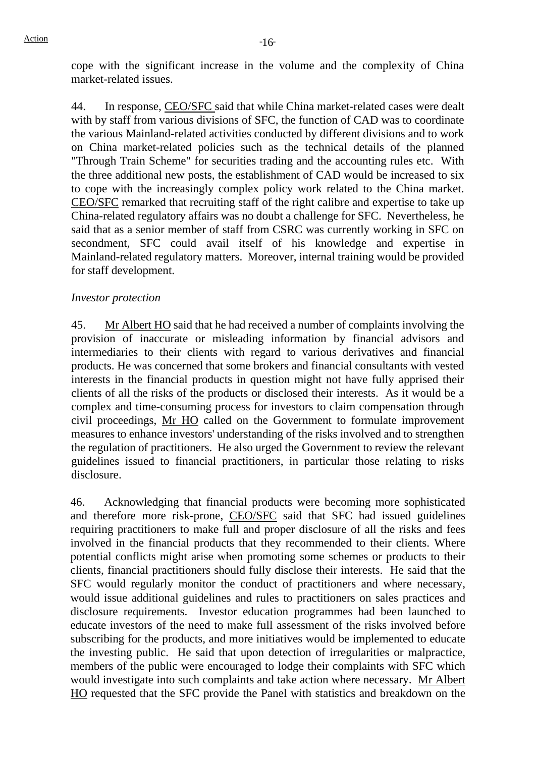cope with the significant increase in the volume and the complexity of China market-related issues.

44. In response, CEO/SFC said that while China market-related cases were dealt with by staff from various divisions of SFC, the function of CAD was to coordinate the various Mainland-related activities conducted by different divisions and to work on China market-related policies such as the technical details of the planned "Through Train Scheme" for securities trading and the accounting rules etc. With the three additional new posts, the establishment of CAD would be increased to six to cope with the increasingly complex policy work related to the China market. CEO/SFC remarked that recruiting staff of the right calibre and expertise to take up China-related regulatory affairs was no doubt a challenge for SFC. Nevertheless, he said that as a senior member of staff from CSRC was currently working in SFC on secondment, SFC could avail itself of his knowledge and expertise in Mainland-related regulatory matters. Moreover, internal training would be provided for staff development.

*Investor protection*

45. Mr Albert HO said that he had received a number of complaints involving the provision of inaccurate or misleading information by financial advisors and intermediaries to their clients with regard to various derivatives and financial products. He was concerned that some brokers and financial consultants with vested interests in the financial products in question might not have fully apprised their clients of all the risks of the products or disclosed their interests. As it would be a complex and time-consuming process for investors to claim compensation through civil proceedings, Mr HO called on the Government to formulate improvement measures to enhance investors' understanding of the risks involved and to strengthen the regulation of practitioners. He also urged the Government to review the relevant guidelines issued to financial practitioners, in particular those relating to risks disclosure.

46. Acknowledging that financial products were becoming more sophisticated and therefore more risk-prone, CEO/SFC said that SFC had issued guidelines requiring practitioners to make full and proper disclosure of all the risks and fees involved in the financial products that they recommended to their clients. Where potential conflicts might arise when promoting some schemes or products to their clients, financial practitioners should fully disclose their interests. He said that the SFC would regularly monitor the conduct of practitioners and where necessary, would issue additional guidelines and rules to practitioners on sales practices and disclosure requirements. Investor education programmes had been launched to educate investors of the need to make full assessment of the risks involved before subscribing for the products, and more initiatives would be implemented to educate the investing public. He said that upon detection of irregularities or malpractice, members of the public were encouraged to lodge their complaints with SFC which would investigate into such complaints and take action where necessary. Mr Albert HO requested that the SFC provide the Panel with statistics and breakdown on the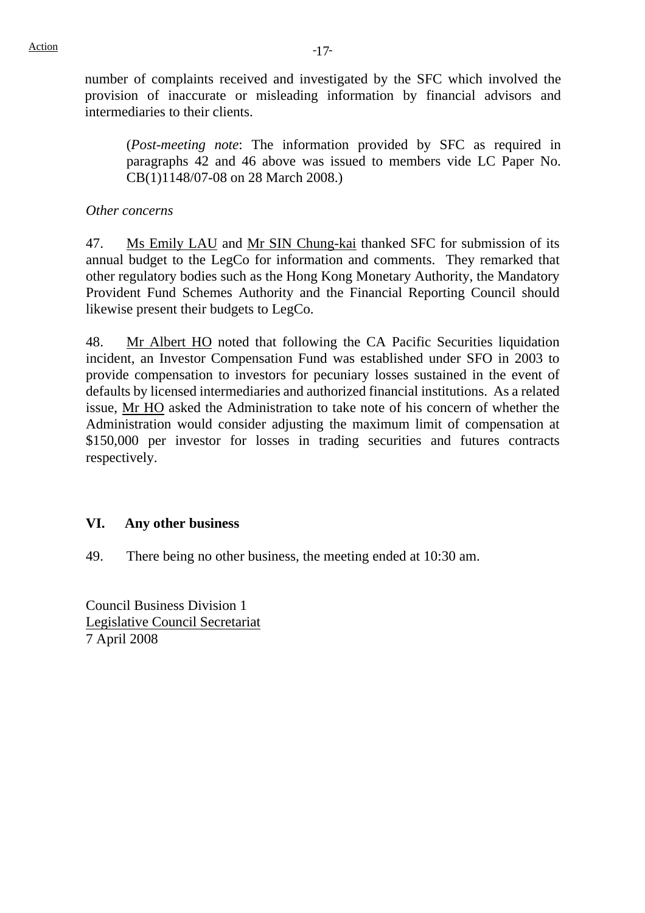number of complaints received and investigated by the SFC which involved the provision of inaccurate or misleading information by financial advisors and intermediaries to their clients.

> (*Post-meeting note*: The information provided by SFC as required in paragraphs 42 and 46 above was issued to members vide LC Paper No. CB(1)1148/07-08 on 28 March 2008.)

*Other concerns*

47. Ms Emily LAU and Mr SIN Chung-kai thanked SFC for submission of its annual budget to the LegCo for information and comments. They remarked that other regulatory bodies such as the Hong Kong Monetary Authority, the Mandatory Provident Fund Schemes Authority and the Financial Reporting Council should likewise present their budgets to LegCo.

48. Mr Albert HO noted that following the CA Pacific Securities liquidation incident, an Investor Compensation Fund was established under SFO in 2003 to provide compensation to investors for pecuniary losses sustained in the event of defaults by licensed intermediaries and authorized financial institutions. As a related issue, Mr HO asked the Administration to take note of his concern of whether the Administration would consider adjusting the maximum limit of compensation at $150,000 per investor for losses in trading securities and futures contracts respectively.

## VI. Any other business

49. There being no other business, the meeting ended at 10:30 am.

Council Business Division 1
Legislative Council Secretariat
7 April 2008